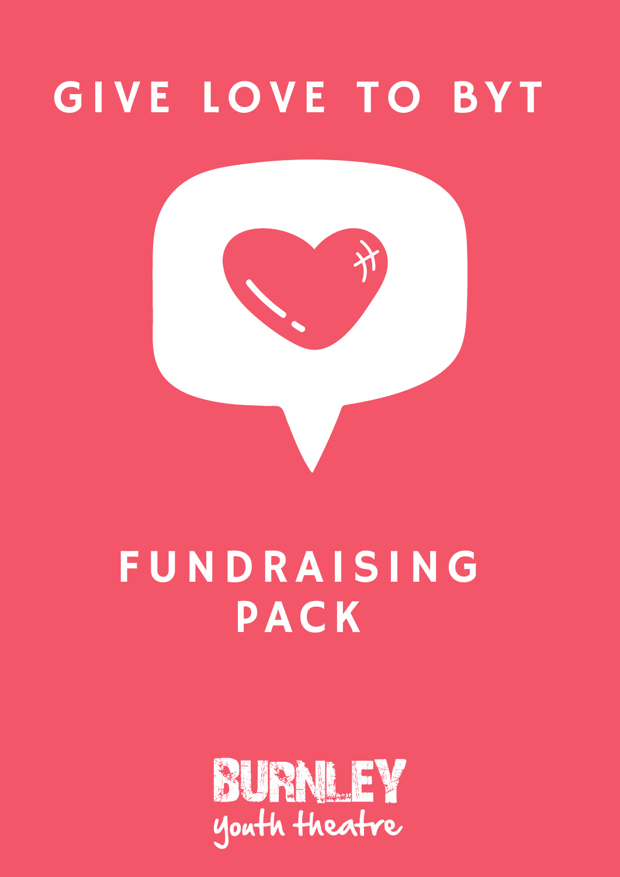# GIVE LOVE TO BYT

# FUNDRAISING PACK

BURNLEY youth theatre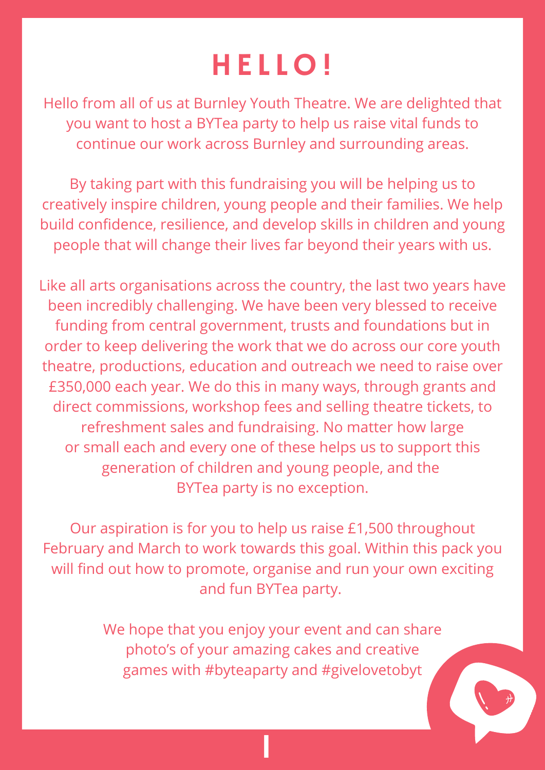# HELLO!

Hello from all of us at Burnley Youth Theatre. We are delighted that you want to host a BYTea party to help us raise vital funds to continue our work across Burnley and surrounding areas.

By taking part with this fundraising you will be helping us to creatively inspire children, young people and their families. We help build confidence, resilience, and develop skills in children and young people that will change their lives far beyond their years with us.

Like all arts organisations across the country, the last two years have been incredibly challenging. We have been very blessed to receive funding from central government, trusts and foundations but in order to keep delivering the work that we do across our core youth theatre, productions, education and outreach we need to raise over £350,000 each year. We do this in many ways, through grants and direct commissions, workshop fees and selling theatre tickets, to refreshment sales and fundraising. No matter how large or small each and every one of these helps us to support this generation of children and young people, and the BYTea party is no exception.

Our aspiration is for you to help us raise £1,500 throughout February and March to work towards this goal. Within this pack you will find out how to promote, organise and run your own exciting and fun BYTea party.

We hope that you enjoy your event and can share photo's of your amazing cakes and creative games with #byteaparty and #givelovetobyt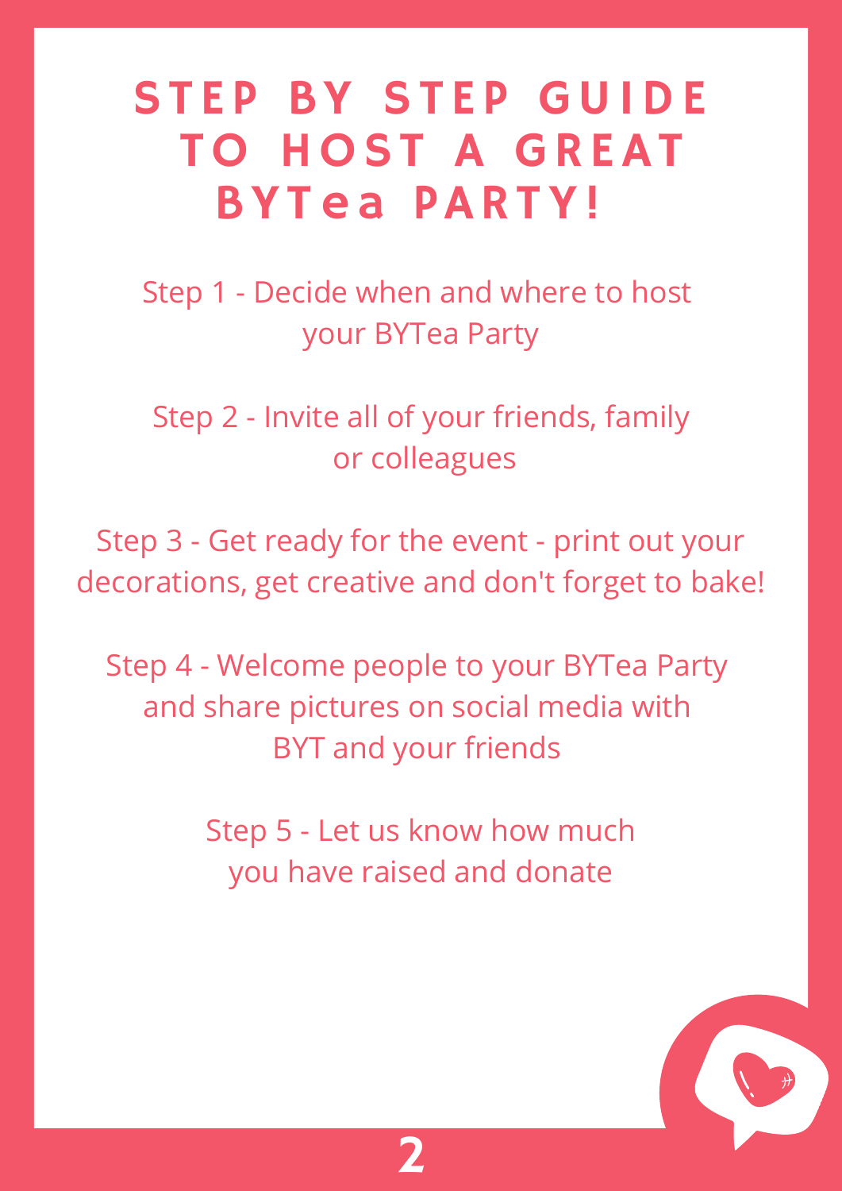# STEP BY STEP GUIDE TO HOST A GREAT BYTea PARTY!

Step 1 - Decide when and where to host your BYTea Party

Step 2 - Invite all of your friends, family or colleagues

Step 3 - Get ready for the event - print out your decorations, get creative and don't forget to bake!

Step 4 - Welcome people to your BYTea Party and share pictures on social media with BYT and your friends

Step 5 - Let us know how much you have raised and donate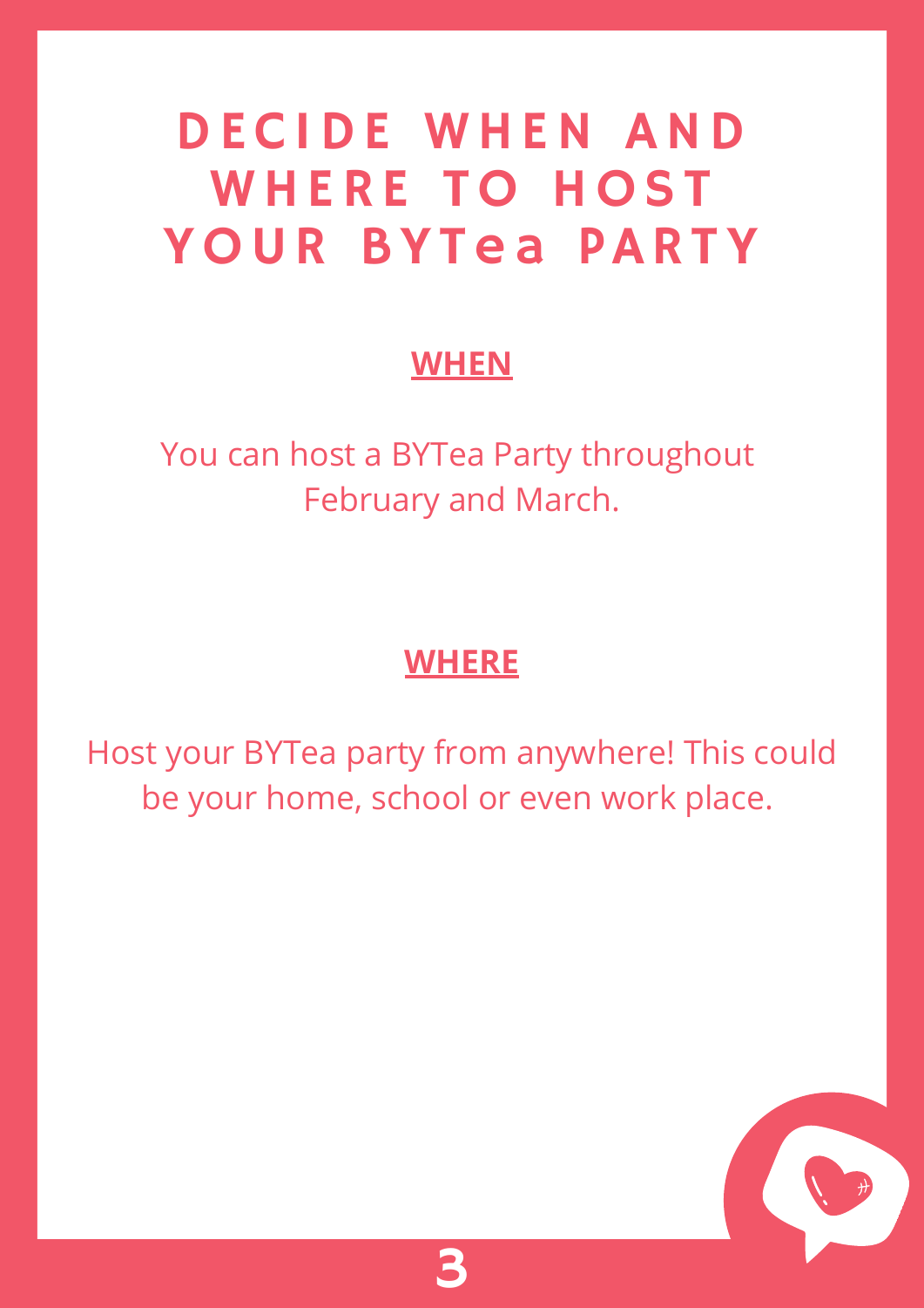# DECIDE WHEN AND WHERE TO HOST YOUR BYTea PARTY

## WHEN

You can host a BYTea Party throughout February and March.

## WHERE

Host your BYTea party from anywhere! This could be your home, school or even work place.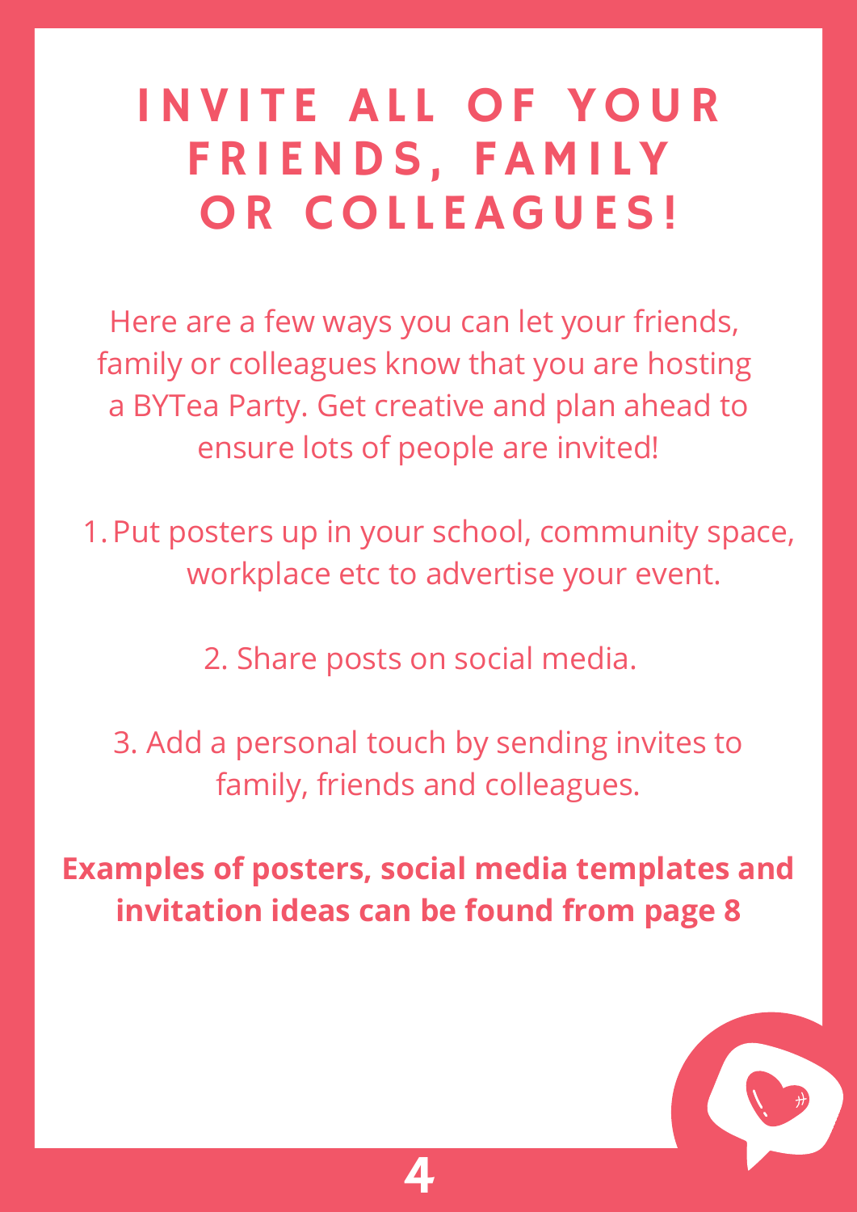# INVITE ALL OF YOUR FRIENDS, FAMILY OR COLLEAGUES!

Here are a few ways you can let your friends, family or colleagues know that you are hosting a BYTea Party. Get creative and plan ahead to ensure lots of people are invited!

1. Put posters up in your school, community space, workplace etc to advertise your event.
2. Share posts on social media.
3. Add a personal touch by sending invites to family, friends and colleagues.

**Examples of posters, social media templates and invitation ideas can be found from page 8**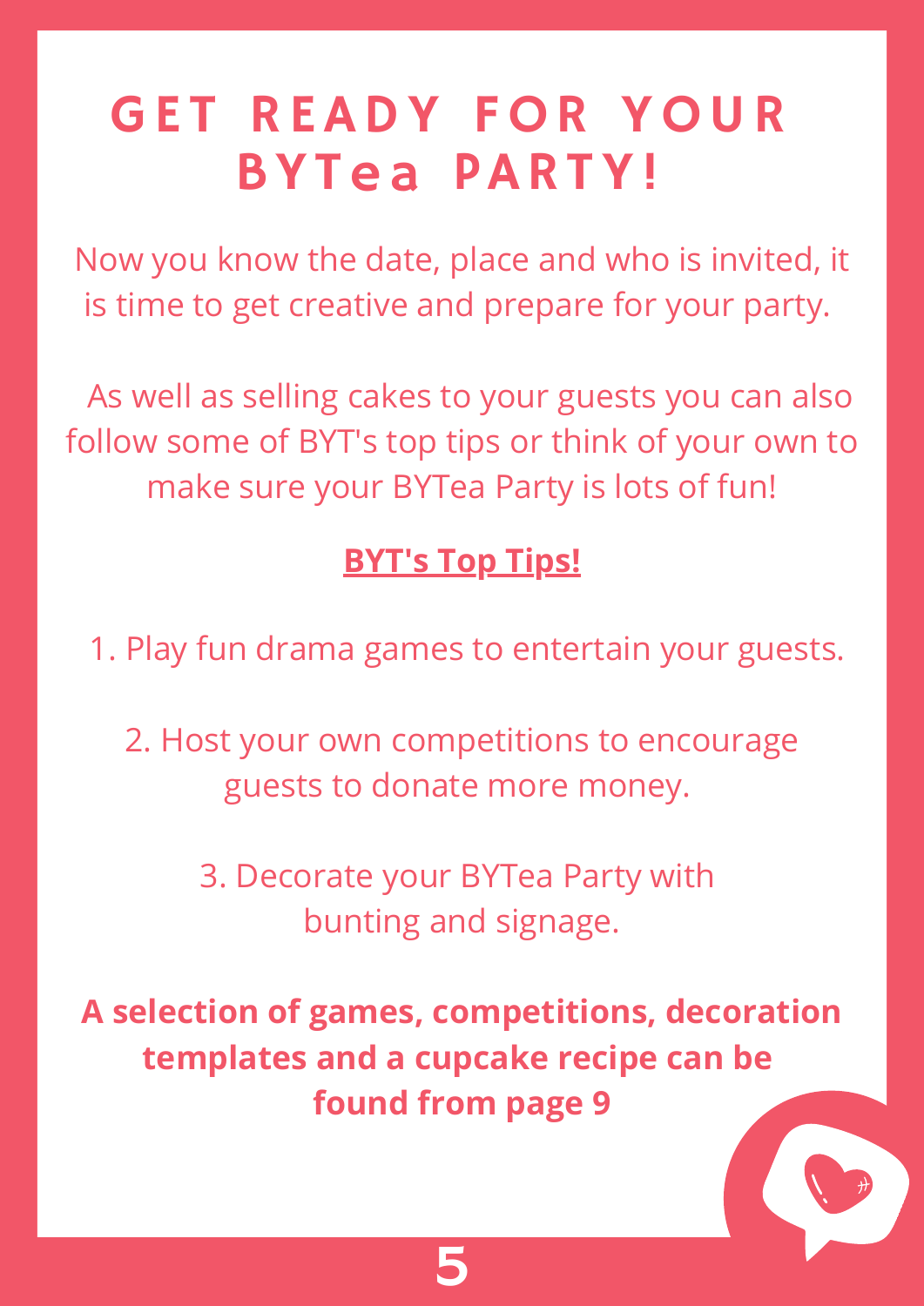# GET READY FOR YOUR BYTea PARTY!

Now you know the date, place and who is invited, it is time to get creative and prepare for your party.

As well as selling cakes to your guests you can also follow some of BYT's top tips or think of your own to make sure your BYTea Party is lots of fun!

**BYT's Top Tips!**

1. Play fun drama games to entertain your guests.
2. Host your own competitions to encourage guests to donate more money.
3. Decorate your BYTea Party with bunting and signage.

**A selection of games, competitions, decoration templates and a cupcake recipe can be found from page 9**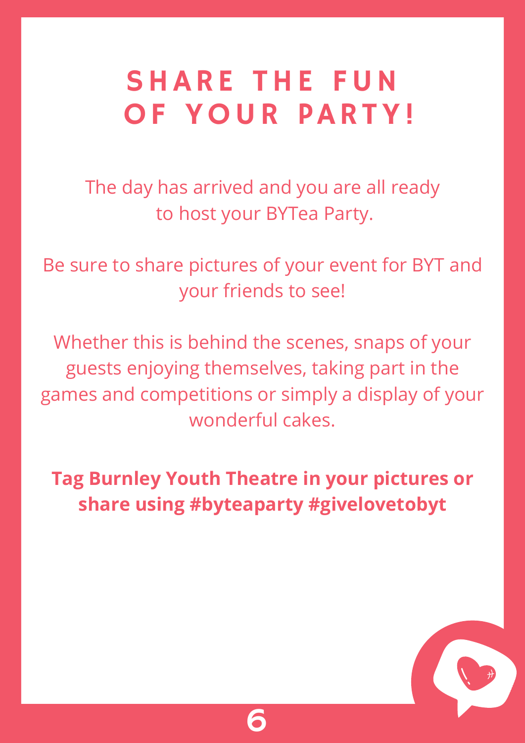# SHARE THE FUN OF YOUR PARTY!

The day has arrived and you are all ready to host your BYTea Party.

Be sure to share pictures of your event for BYT and your friends to see!

Whether this is behind the scenes, snaps of your guests enjoying themselves, taking part in the games and competitions or simply a display of your wonderful cakes.

**Tag Burnley Youth Theatre in your pictures or share using #byteaparty #givelovetobyt**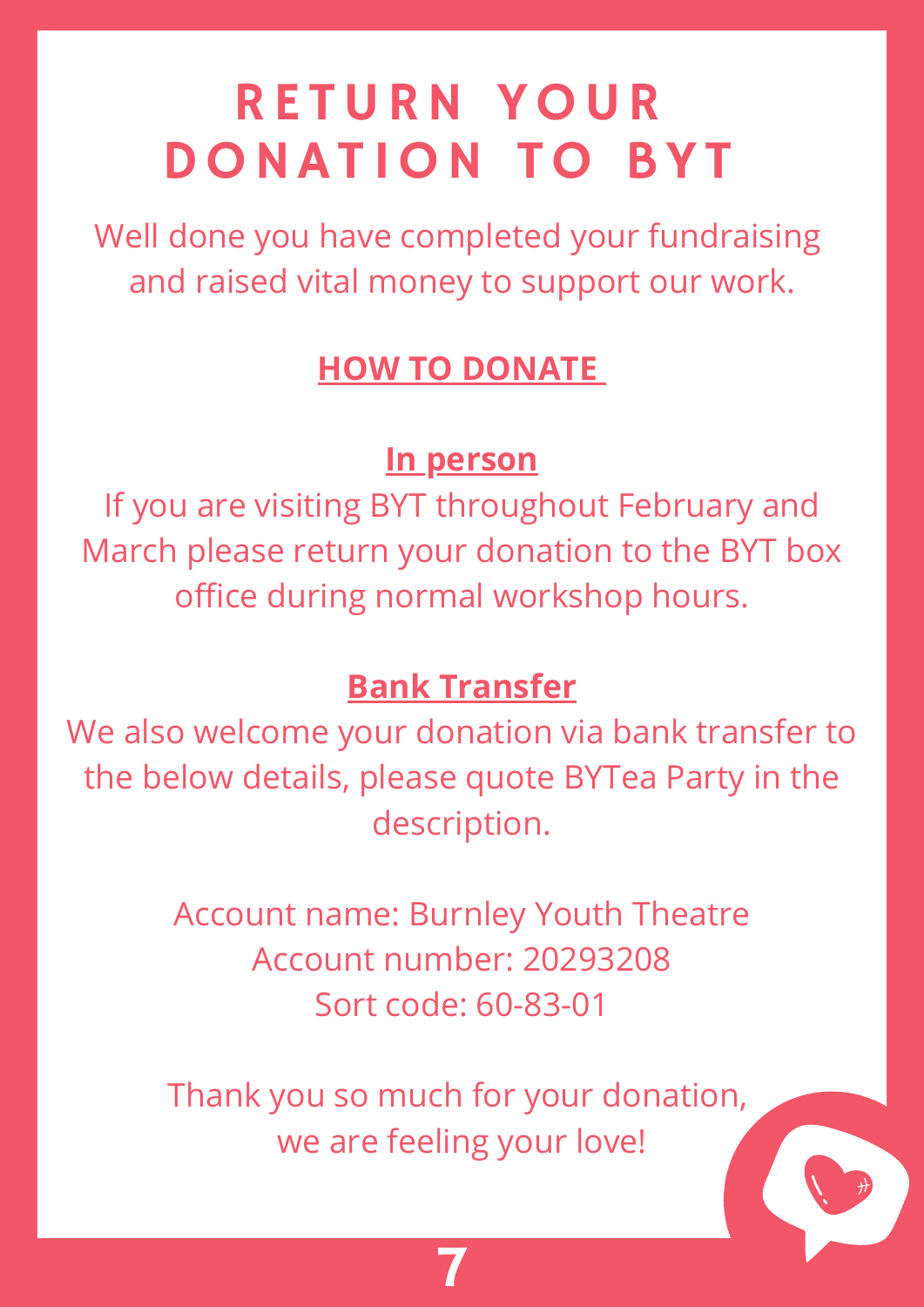# RETURN YOUR DONATION TO BYT

Well done you have completed your fundraising and raised vital money to support our work.

## HOW TO DONATE

### In person

If you are visiting BYT throughout February and March please return your donation to the BYT box office during normal workshop hours.

### Bank Transfer

We also welcome your donation via bank transfer to the below details, please quote BYTea Party in the description.

Account name: Burnley Youth Theatre
Account number: 20293208
Sort code: 60-83-01

Thank you so much for your donation, we are feeling your love!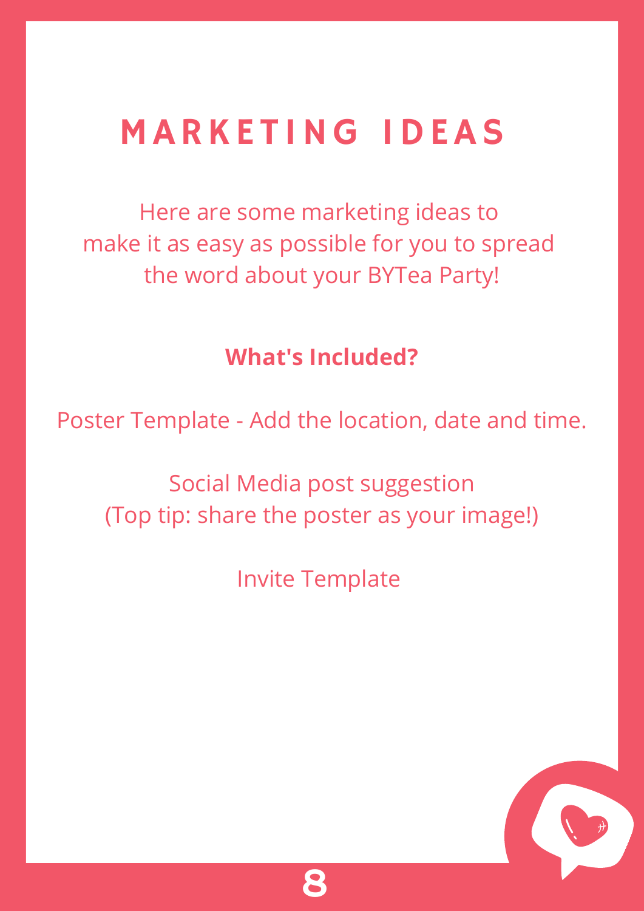# MARKETING IDEAS

Here are some marketing ideas to make it as easy as possible for you to spread the word about your BYTea Party!

**What's Included?**

Poster Template - Add the location, date and time.

Social Media post suggestion
(Top tip: share the poster as your image!)

Invite Template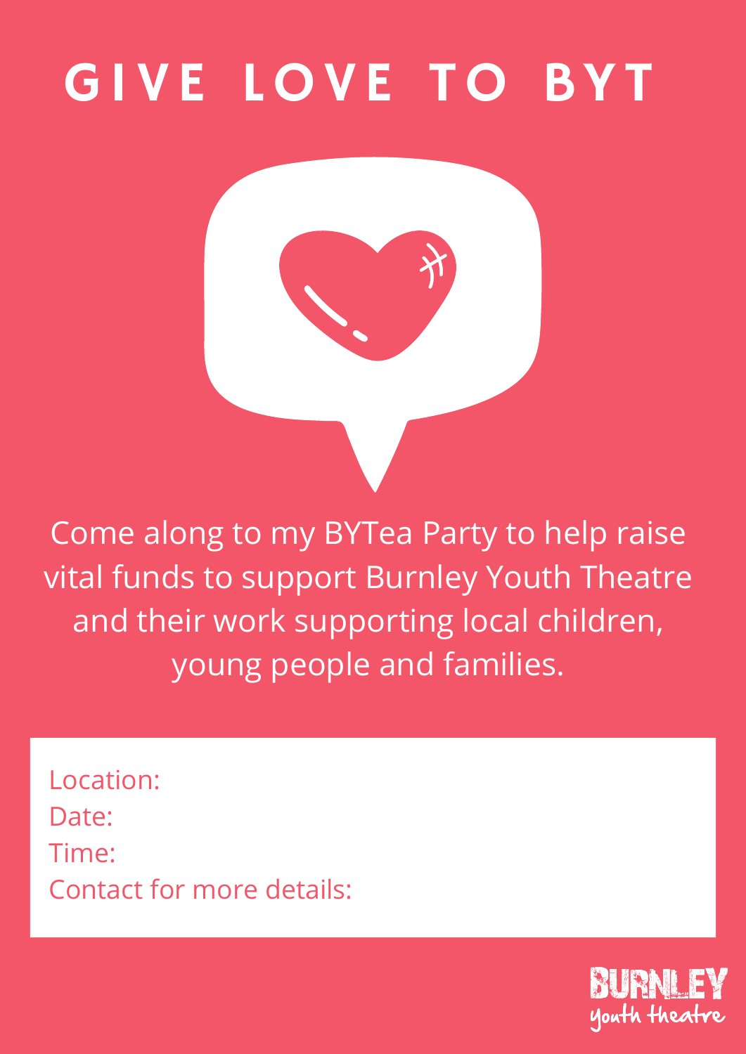# GIVE LOVE TO BYT

Come along to my BYTea Party to help raise vital funds to support Burnley Youth Theatre and their work supporting local children, young people and families.

Location:
Date:
Time:
Contact for more details:

BURNLEY youth theatre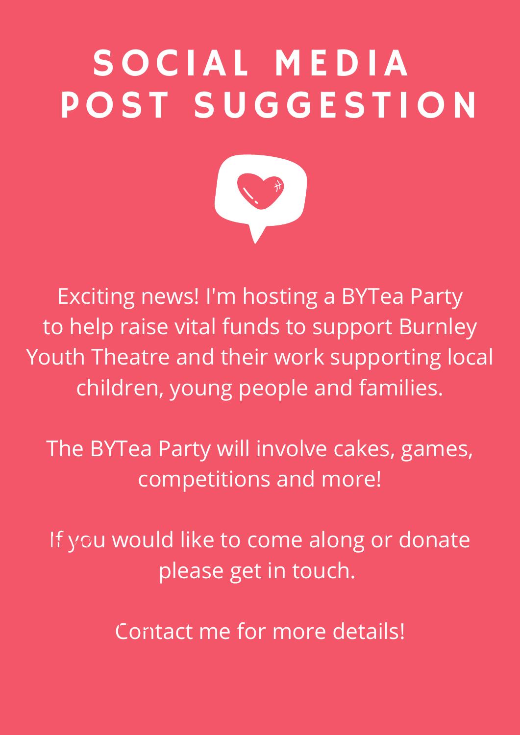# SOCIAL MEDIA POST SUGGESTION

Exciting news! I'm hosting a BYTea Party to help raise vital funds to support Burnley Youth Theatre and their work supporting local children, young people and families.

The BYTea Party will involve cakes, games, competitions and more!

If you would like to come along or donate please get in touch.

Contact me for more details!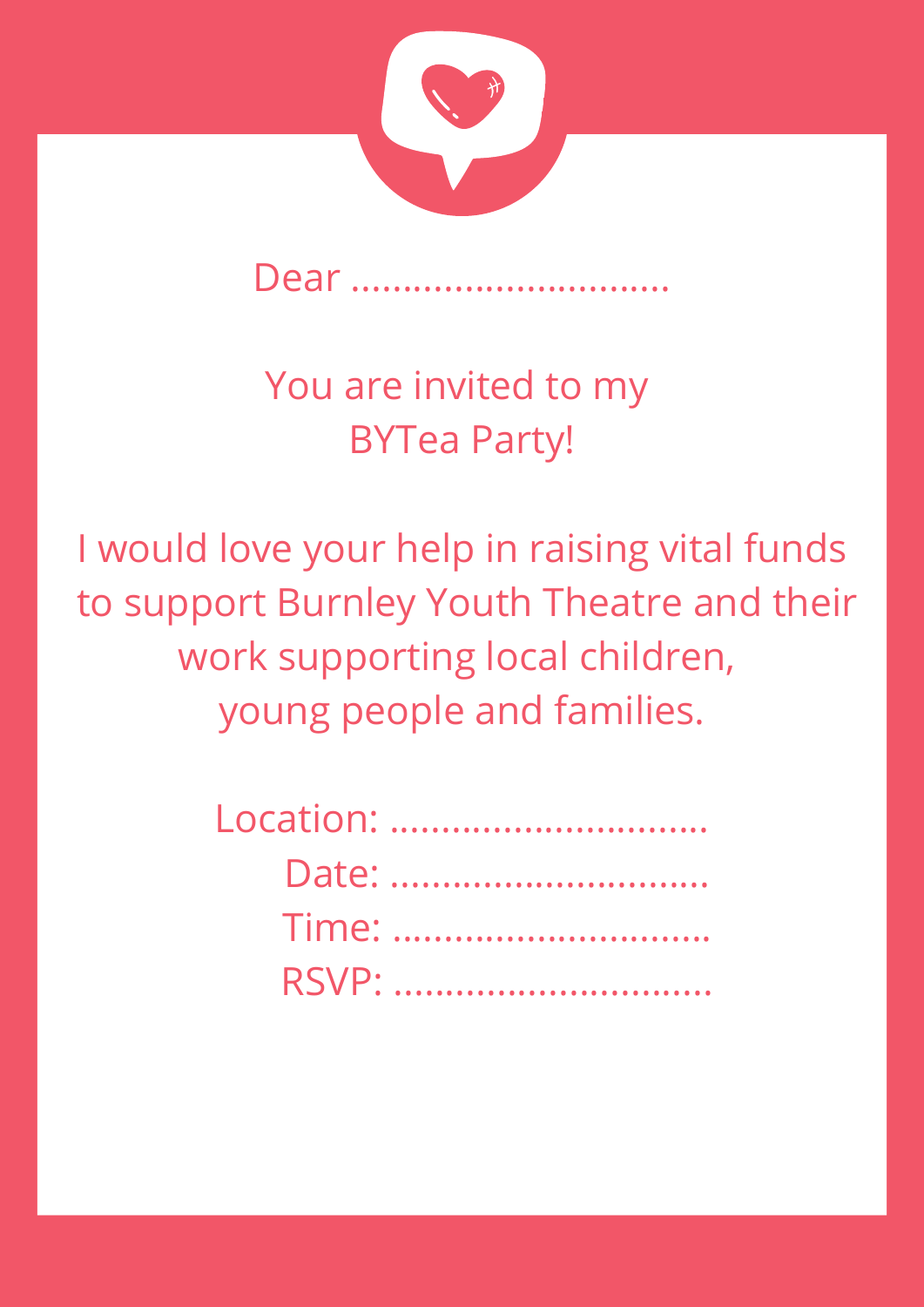Dear ...............................

You are invited to my
BYTea Party!

I would love your help in raising vital funds to support Burnley Youth Theatre and their work supporting local children, young people and families.

Location: ...............................
Date: ...............................
Time: ...............................
RSVP: ...............................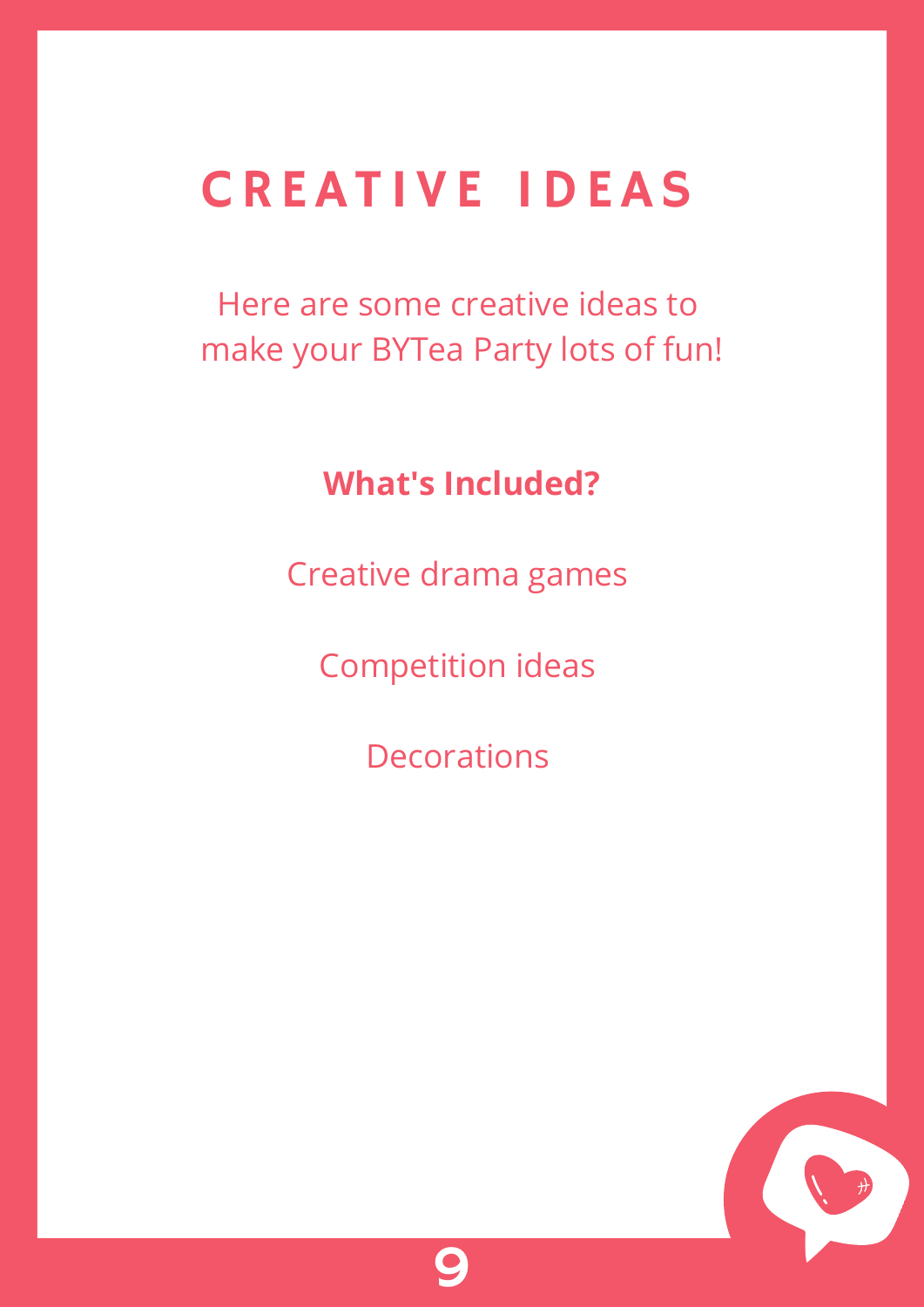# CREATIVE IDEAS

Here are some creative ideas to make your BYTea Party lots of fun!

**What's Included?**

Creative drama games

Competition ideas

Decorations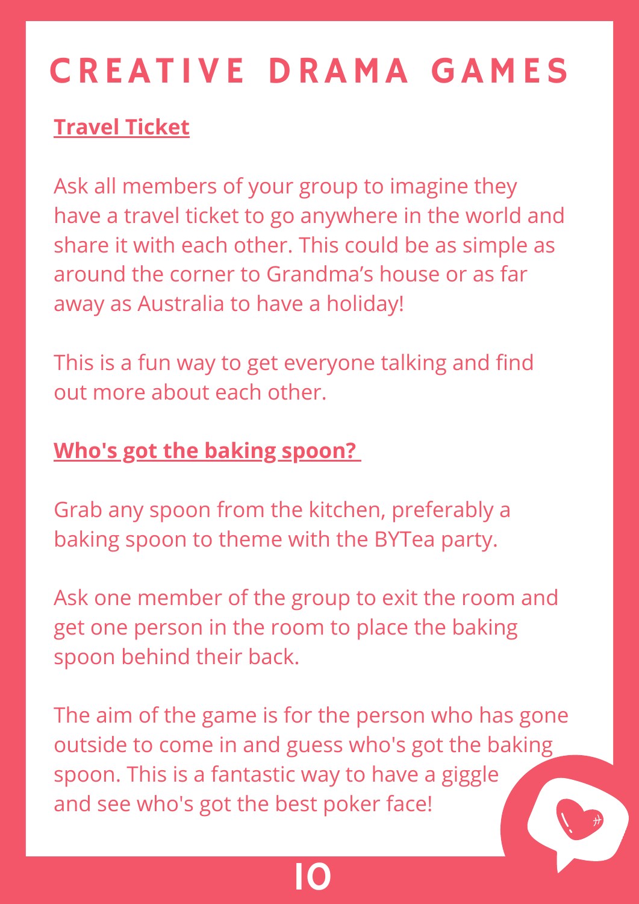# CREATIVE DRAMA GAMES

## Travel Ticket

Ask all members of your group to imagine they have a travel ticket to go anywhere in the world and share it with each other. This could be as simple as around the corner to Grandma's house or as far away as Australia to have a holiday!

This is a fun way to get everyone talking and find out more about each other.

## Who's got the baking spoon?

Grab any spoon from the kitchen, preferably a baking spoon to theme with the BYTea party.

Ask one member of the group to exit the room and get one person in the room to place the baking spoon behind their back.

The aim of the game is for the person who has gone outside to come in and guess who's got the baking spoon. This is a fantastic way to have a giggle and see who's got the best poker face!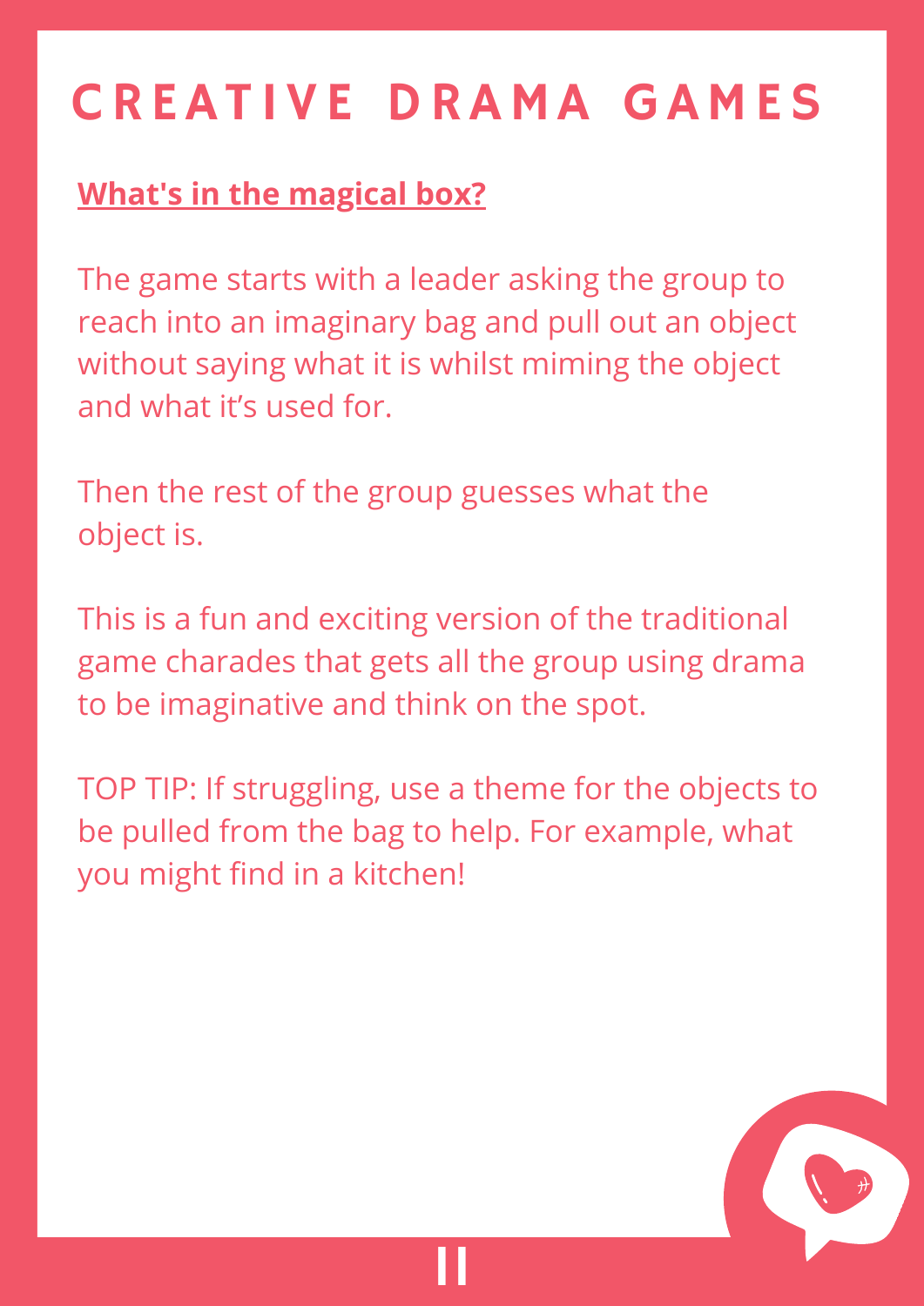# CREATIVE DRAMA GAMES

## What's in the magical box?

The game starts with a leader asking the group to reach into an imaginary bag and pull out an object without saying what it is whilst miming the object and what it's used for.

Then the rest of the group guesses what the object is.

This is a fun and exciting version of the traditional game charades that gets all the group using drama to be imaginative and think on the spot.

TOP TIP: If struggling, use a theme for the objects to be pulled from the bag to help. For example, what you might find in a kitchen!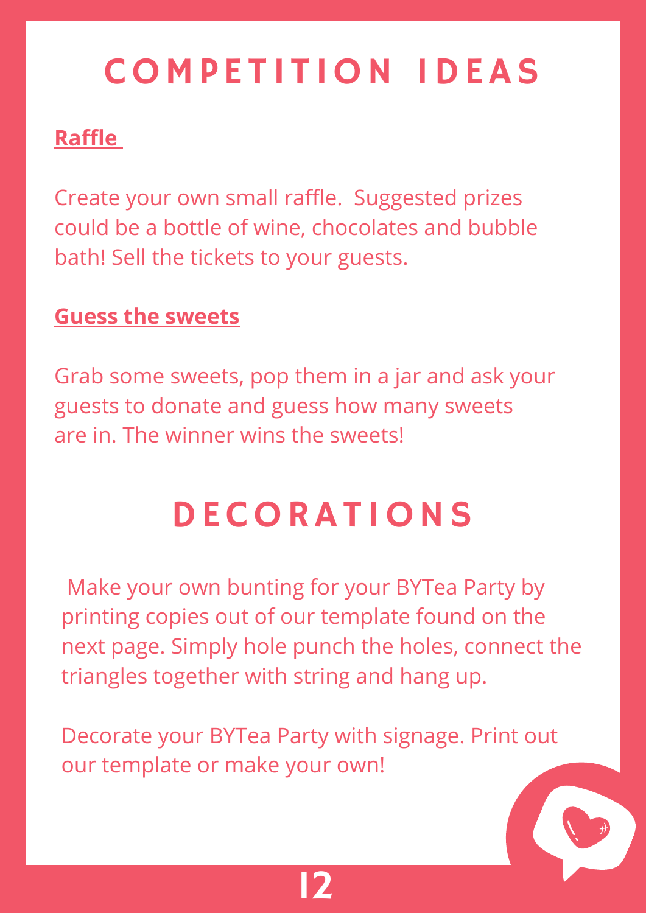# COMPETITION IDEAS

**Raffle**

Create your own small raffle. Suggested prizes could be a bottle of wine, chocolates and bubble bath! Sell the tickets to your guests.

**Guess the sweets**

Grab some sweets, pop them in a jar and ask your guests to donate and guess how many sweets are in. The winner wins the sweets!

# DECORATIONS

Make your own bunting for your BYTea Party by printing copies out of our template found on the next page. Simply hole punch the holes, connect the triangles together with string and hang up.

Decorate your BYTea Party with signage. Print out our template or make your own!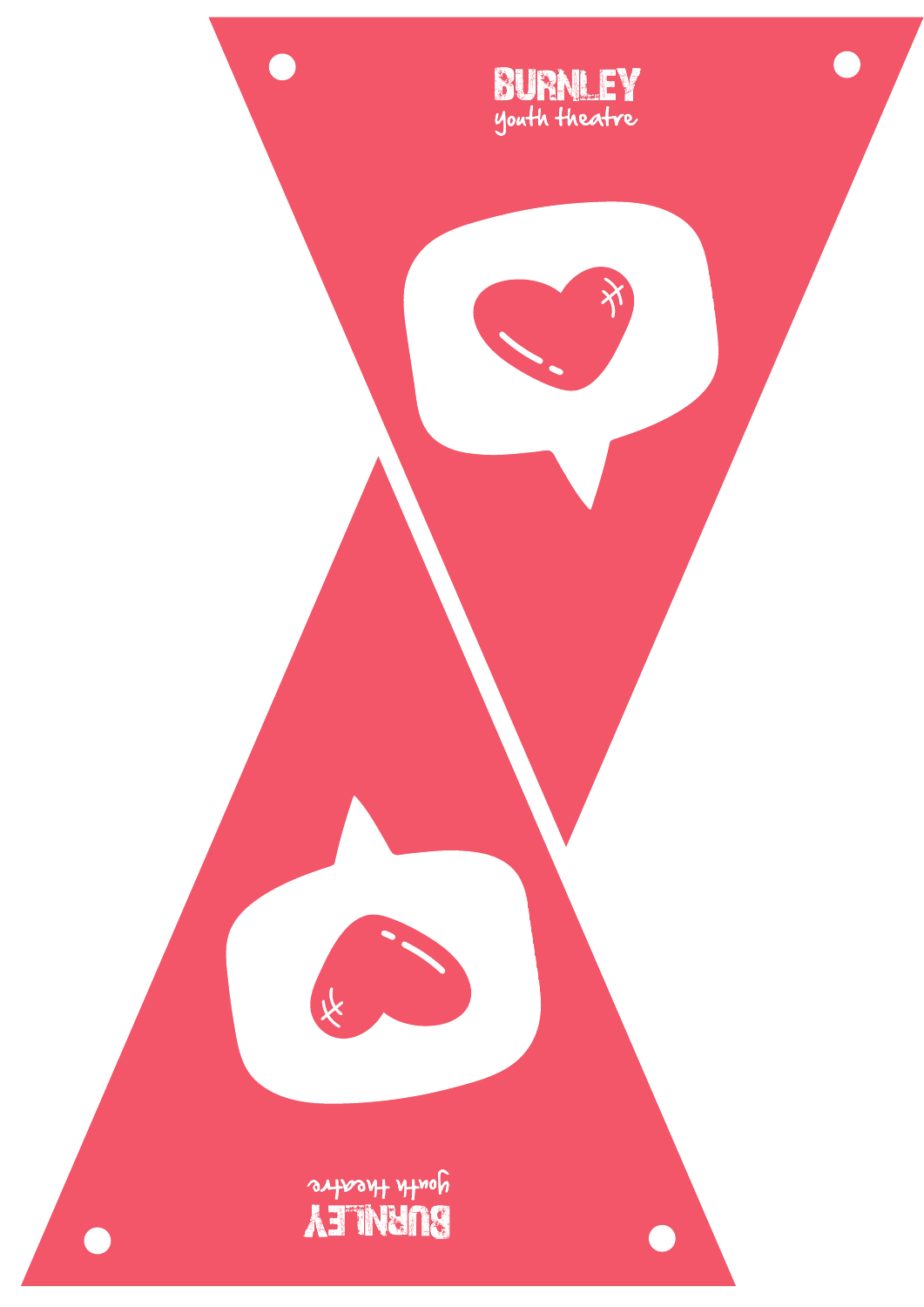BURNLEY
youth theatre

BURNLEY
youth theatre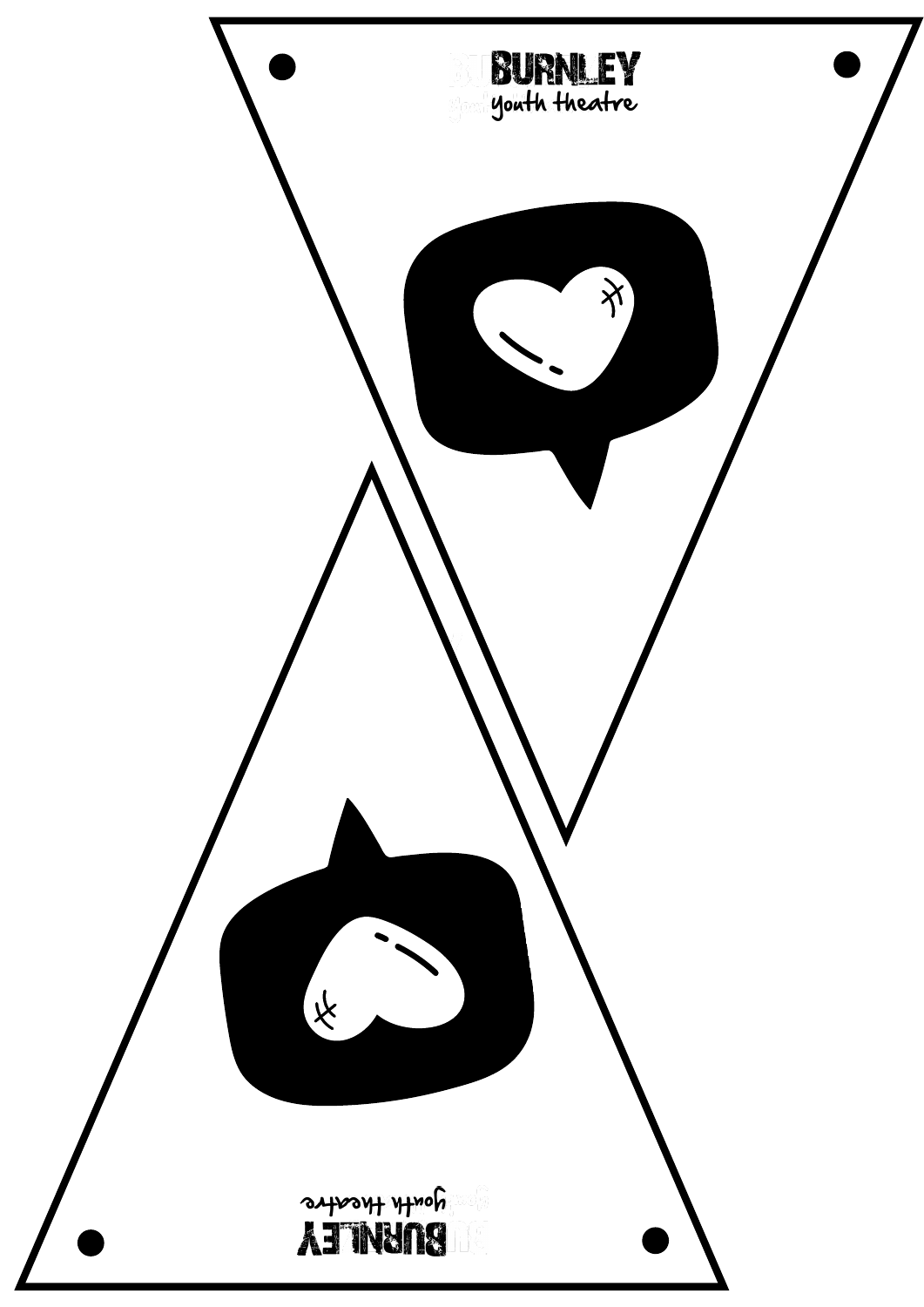BURNLEY
youth theatre

BURNLEY
youth theatre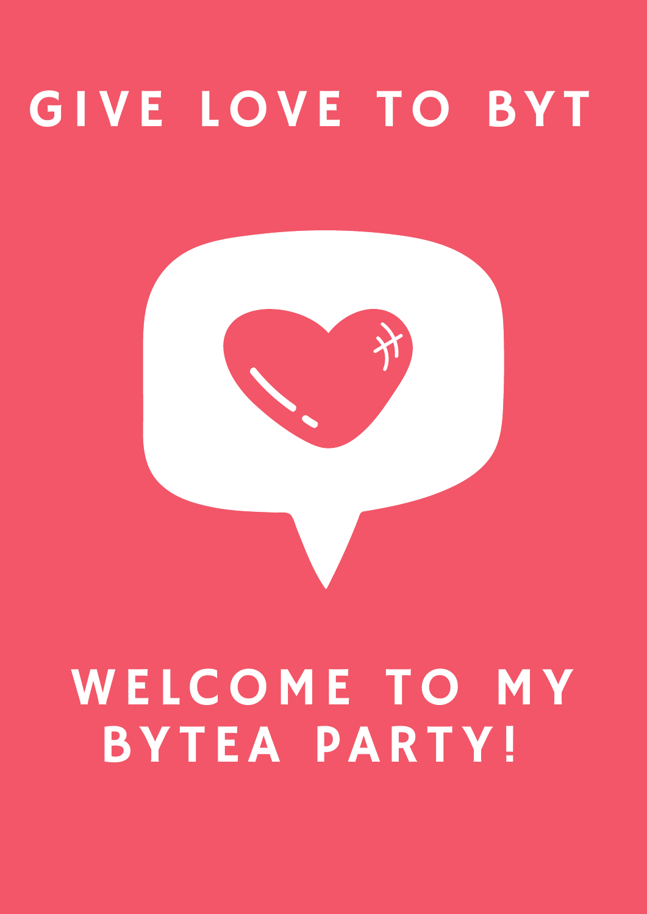# GIVE LOVE TO BYT

# WELCOME TO MY BYTEA PARTY!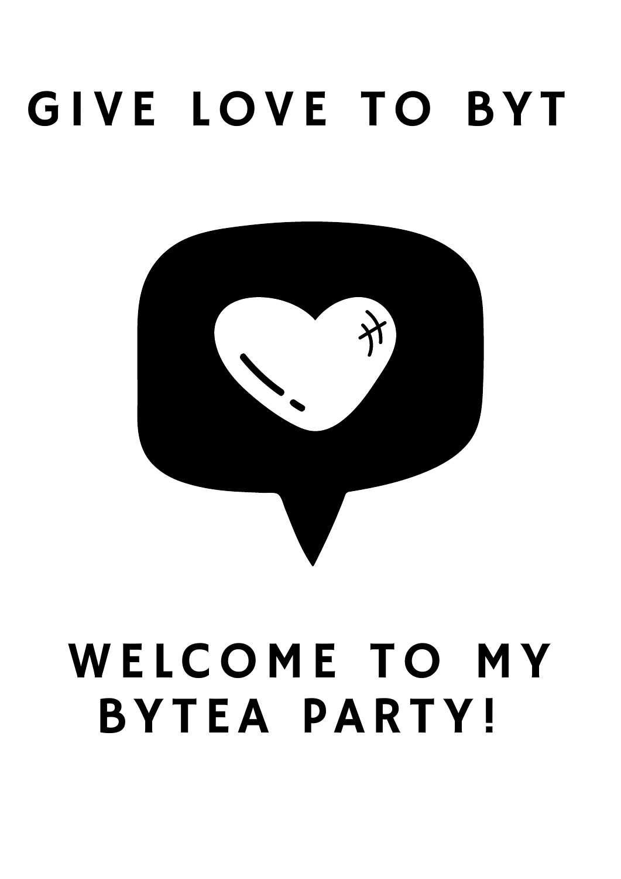# GIVE LOVE TO BYT

# WELCOME TO MY BYTEA PARTY!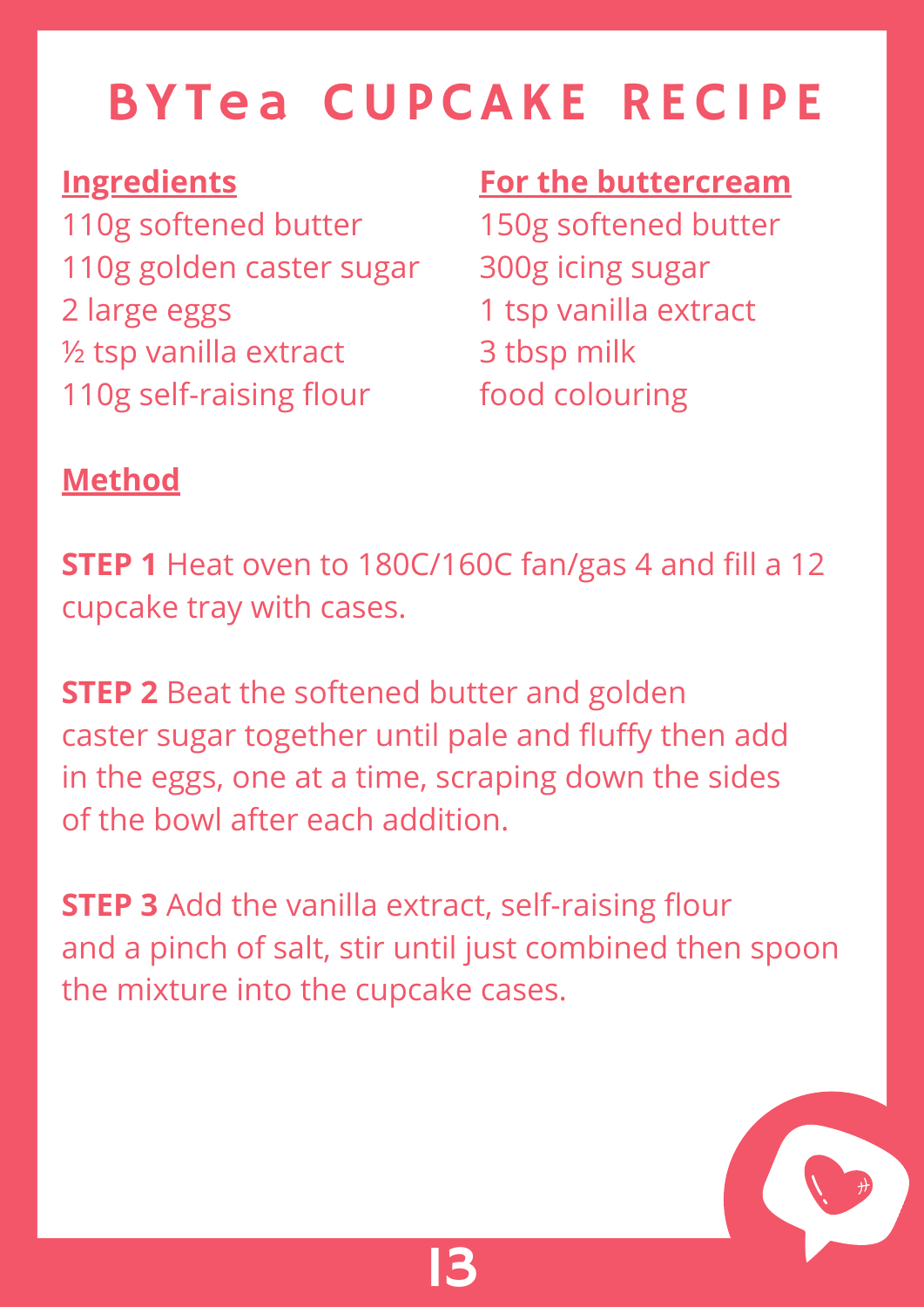# BYTea CUPCAKE RECIPE

**Ingredients**

110g softened butter
110g golden caster sugar
2 large eggs
½ tsp vanilla extract
110g self-raising flour

**For the buttercream**

150g softened butter
300g icing sugar
1 tsp vanilla extract
3 tbsp milk
food colouring

**Method**

**STEP 1** Heat oven to 180C/160C fan/gas 4 and fill a 12 cupcake tray with cases.

**STEP 2** Beat the softened butter and golden caster sugar together until pale and fluffy then add in the eggs, one at a time, scraping down the sides of the bowl after each addition.

**STEP 3** Add the vanilla extract, self-raising flour and a pinch of salt, stir until just combined then spoon the mixture into the cupcake cases.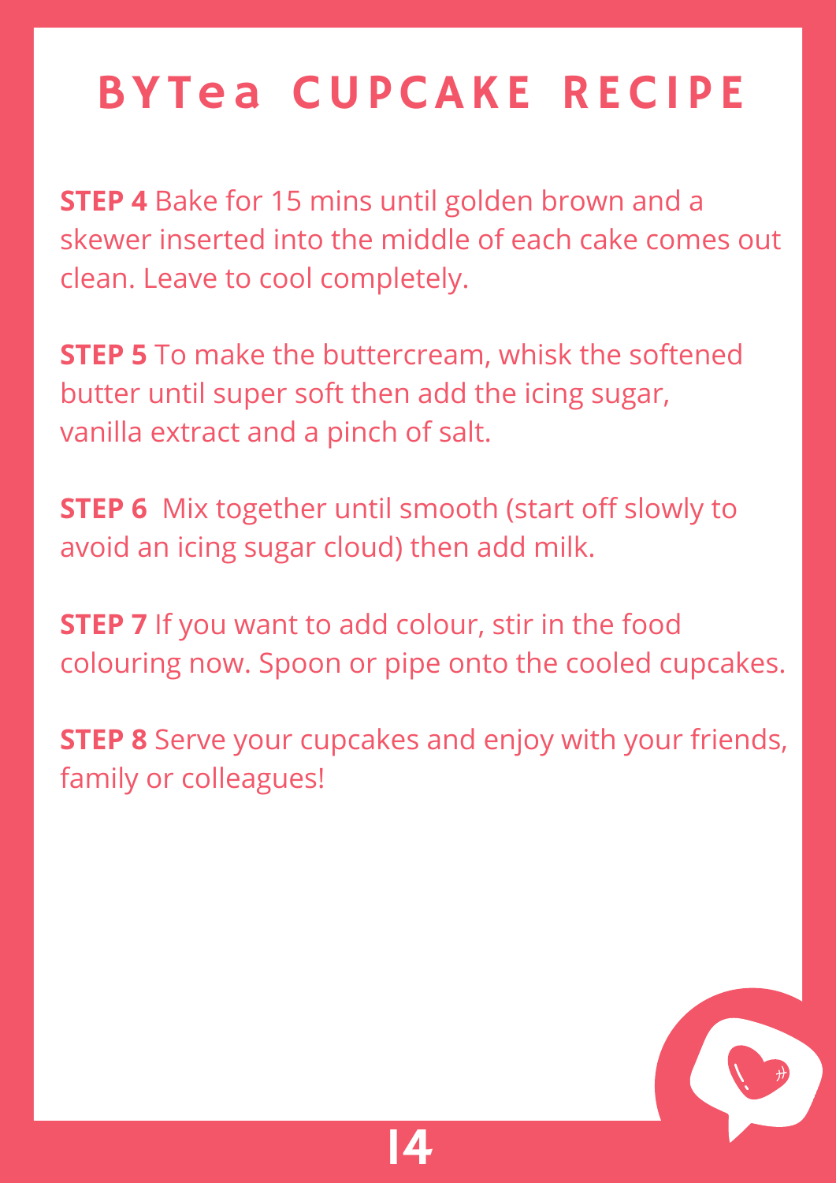# BYTea CUPCAKE RECIPE

**STEP 4** Bake for 15 mins until golden brown and a skewer inserted into the middle of each cake comes out clean. Leave to cool completely.

**STEP 5** To make the buttercream, whisk the softened butter until super soft then add the icing sugar, vanilla extract and a pinch of salt.

**STEP 6** Mix together until smooth (start off slowly to avoid an icing sugar cloud) then add milk.

**STEP 7** If you want to add colour, stir in the food colouring now. Spoon or pipe onto the cooled cupcakes.

**STEP 8** Serve your cupcakes and enjoy with your friends, family or colleagues!